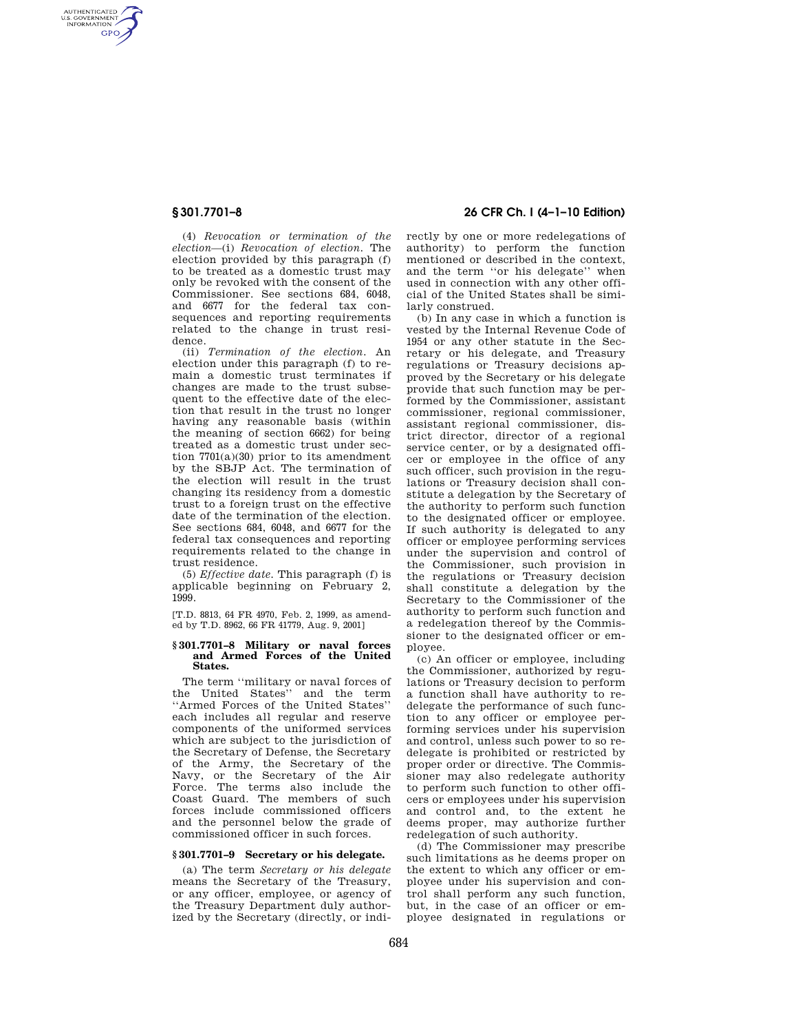(4) *Revocation or termination of the election*—(i) *Revocation of election.* The election provided by this paragraph (f) to be treated as a domestic trust may only be revoked with the consent of the Commissioner. See sections 684, 6048, and 6677 for the federal tax consequences and reporting requirements related to the change in trust residence.

(ii) *Termination of the election.* An election under this paragraph (f) to remain a domestic trust terminates if changes are made to the trust subsequent to the effective date of the election that result in the trust no longer having any reasonable basis (within the meaning of section 6662) for being treated as a domestic trust under section 7701(a)(30) prior to its amendment by the SBJP Act. The termination of the election will result in the trust changing its residency from a domestic trust to a foreign trust on the effective date of the termination of the election. See sections 684, 6048, and 6677 for the federal tax consequences and reporting requirements related to the change in trust residence.

(5) *Effective date.* This paragraph (f) is applicable beginning on February 2, 1999.

[T.D. 8813, 64 FR 4970, Feb. 2, 1999, as amended by T.D. 8962, 66 FR 41779, Aug. 9, 2001]

## § 301.7701–8 Military or naval forces and Armed Forces of the United States.

The term ''military or naval forces of the United States'' and the term ''Armed Forces of the United States'' each includes all regular and reserve components of the uniformed services which are subject to the jurisdiction of the Secretary of Defense, the Secretary of the Army, the Secretary of the Navy, or the Secretary of the Air Force. The terms also include the Coast Guard. The members of such forces include commissioned officers and the personnel below the grade of commissioned officer in such forces.

## § 301.7701–9 Secretary or his delegate.

(a) The term *Secretary or his delegate* means the Secretary of the Treasury, or any officer, employee, or agency of the Treasury Department duly authorized by the Secretary (directly, or indirectly by one or more redelegations of authority) to perform the function mentioned or described in the context, and the term ''or his delegate'' when used in connection with any other official of the United States shall be similarly construed.

(b) In any case in which a function is vested by the Internal Revenue Code of 1954 or any other statute in the Secretary or his delegate, and Treasury regulations or Treasury decisions approved by the Secretary or his delegate provide that such function may be performed by the Commissioner, assistant commissioner, regional commissioner, assistant regional commissioner, district director, director of a regional service center, or by a designated officer or employee in the office of any such officer, such provision in the regulations or Treasury decision shall constitute a delegation by the Secretary of the authority to perform such function to the designated officer or employee. If such authority is delegated to any officer or employee performing services under the supervision and control of the Commissioner, such provision in the regulations or Treasury decision shall constitute a delegation by the Secretary to the Commissioner of the authority to perform such function and a redelegation thereof by the Commissioner to the designated officer or employee.

(c) An officer or employee, including the Commissioner, authorized by regulations or Treasury decision to perform a function shall have authority to redelegate the performance of such function to any officer or employee performing services under his supervision and control, unless such power to so redelegate is prohibited or restricted by proper order or directive. The Commissioner may also redelegate authority to perform such function to other officers or employees under his supervision and control and, to the extent he deems proper, may authorize further redelegation of such authority.

(d) The Commissioner may prescribe such limitations as he deems proper on the extent to which any officer or employee under his supervision and control shall perform any such function, but, in the case of an officer or employee designated in regulations or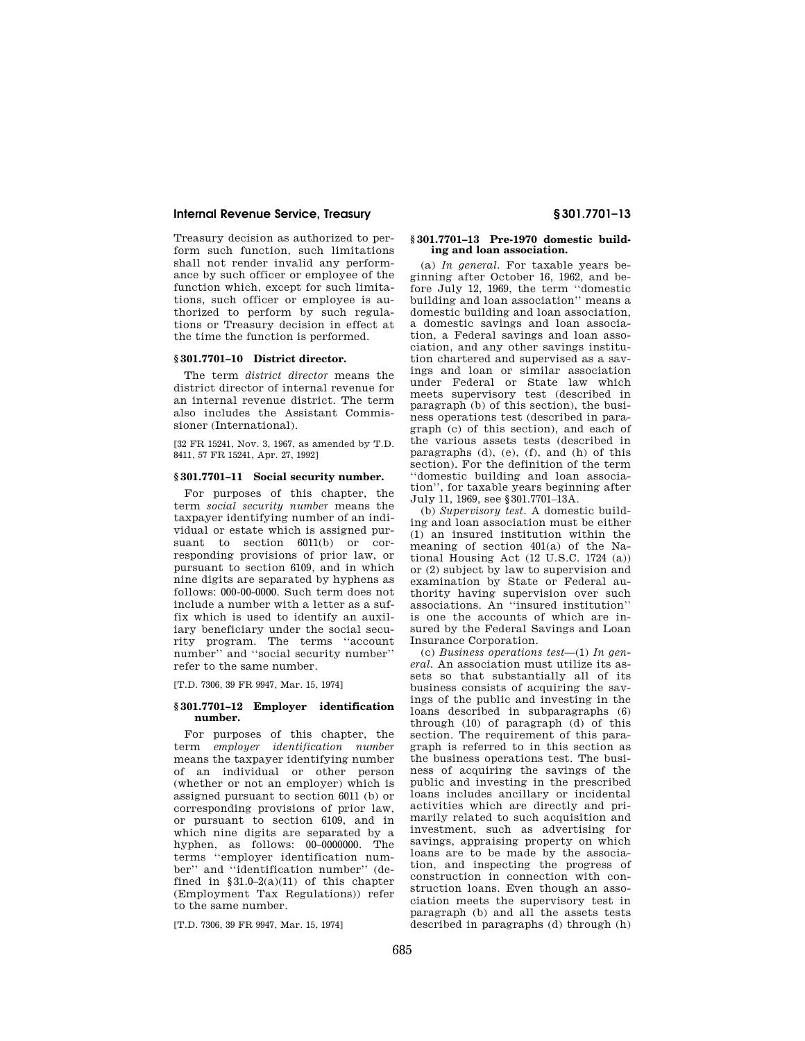Treasury decision as authorized to perform such function, such limitations shall not render invalid any performance by such officer or employee of the function which, except for such limitations, such officer or employee is authorized to perform by such regulations or Treasury decision in effect at the time the function is performed.

### § 301.7701–10 District director.

The term *district director* means the district director of internal revenue for an internal revenue district. The term also includes the Assistant Commissioner (International).

[32 FR 15241, Nov. 3, 1967, as amended by T.D. 8411, 57 FR 15241, Apr. 27, 1992]

### § 301.7701–11 Social security number.

For purposes of this chapter, the term *social security number* means the taxpayer identifying number of an individual or estate which is assigned pursuant to section 6011(b) or corresponding provisions of prior law, or pursuant to section 6109, and in which nine digits are separated by hyphens as follows: 000-00-0000. Such term does not include a number with a letter as a suffix which is used to identify an auxiliary beneficiary under the social security program. The terms ''account number'' and ''social security number'' refer to the same number.

[T.D. 7306, 39 FR 9947, Mar. 15, 1974]

### § 301.7701–12 Employer identification number.

For purposes of this chapter, the term *employer identification number* means the taxpayer identifying number of an individual or other person (whether or not an employer) which is assigned pursuant to section 6011 (b) or corresponding provisions of prior law, or pursuant to section 6109, and in which nine digits are separated by a hyphen, as follows: 00–0000000. The terms ''employer identification number'' and ''identification number'' (defined in §31.0–2(a)(11) of this chapter (Employment Tax Regulations)) refer to the same number.

[T.D. 7306, 39 FR 9947, Mar. 15, 1974]

### § 301.7701–13 Pre-1970 domestic building and loan association.

(a) *In general.* For taxable years beginning after October 16, 1962, and before July 12, 1969, the term ''domestic building and loan association'' means a domestic building and loan association, a domestic savings and loan association, a Federal savings and loan association, and any other savings institution chartered and supervised as a savings and loan or similar association under Federal or State law which meets supervisory test (described in paragraph (b) of this section), the business operations test (described in paragraph (c) of this section), and each of the various assets tests (described in paragraphs (d), (e), (f), and (h) of this section). For the definition of the term ''domestic building and loan association'', for taxable years beginning after July 11, 1969, see §301.7701–13A.

(b) *Supervisory test.* A domestic building and loan association must be either (1) an insured institution within the meaning of section 401(a) of the National Housing Act (12 U.S.C. 1724 (a)) or (2) subject by law to supervision and examination by State or Federal authority having supervision over such associations. An ''insured institution'' is one the accounts of which are insured by the Federal Savings and Loan Insurance Corporation.

(c) *Business operations test*—(1) *In general.* An association must utilize its assets so that substantially all of its business consists of acquiring the savings of the public and investing in the loans described in subparagraphs (6) through (10) of paragraph (d) of this section. The requirement of this paragraph is referred to in this section as the business operations test. The business of acquiring the savings of the public and investing in the prescribed loans includes ancillary or incidental activities which are directly and primarily related to such acquisition and investment, such as advertising for savings, appraising property on which loans are to be made by the association, and inspecting the progress of construction in connection with construction loans. Even though an association meets the supervisory test in paragraph (b) and all the assets tests described in paragraphs (d) through (h)